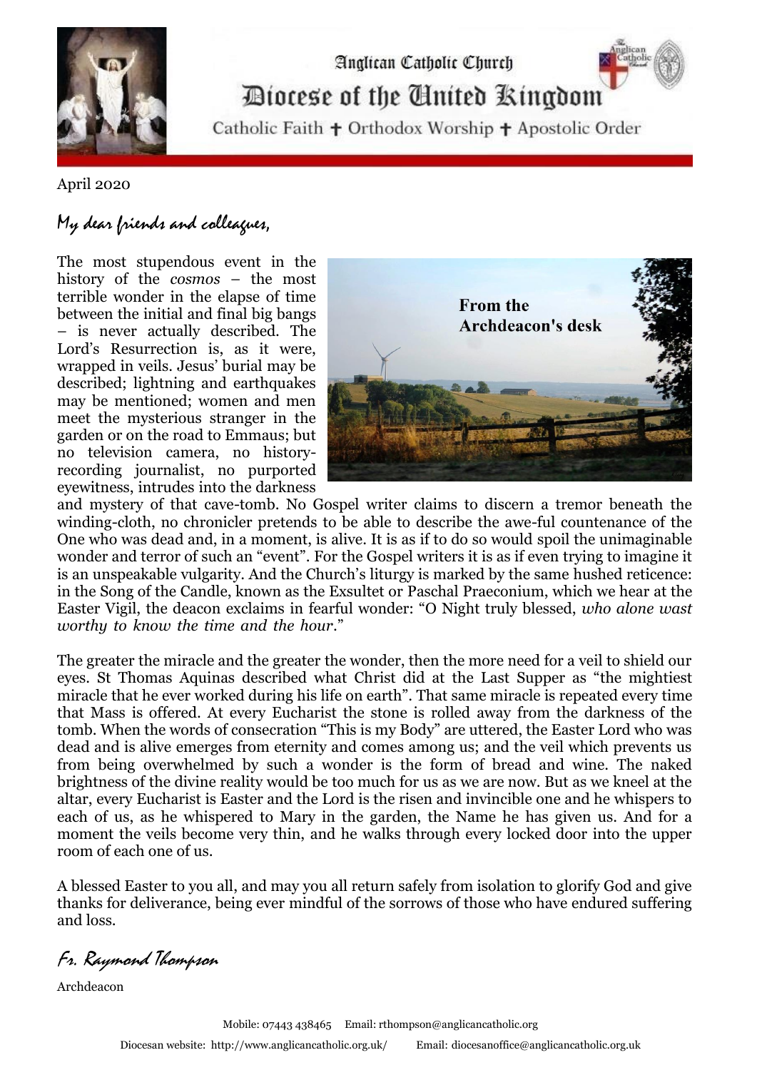Anglican Catholic Church

# Diocese of the United Kingdom

Catholic Faith ✝ Orthodox Worship ✝ Apostolic Order

April 2020

*My dear friends and colleagues,*

**From the Archdeacon's desk**

The most stupendous event in the history of the *cosmos* – the most terrible wonder in the elapse of time between the initial and final big bangs – is never actually described. The Lord's Resurrection is, as it were, wrapped in veils. Jesus' burial may be described; lightning and earthquakes may be mentioned; women and men meet the mysterious stranger in the garden or on the road to Emmaus; but no television camera, no history-recording journalist, no purported eyewitness, intrudes into the darkness and mystery of that cave-tomb. No Gospel writer claims to discern a tremor beneath the winding-cloth, no chronicler pretends to be able to describe the awe-ful countenance of the One who was dead and, in a moment, is alive. It is as if to do so would spoil the unimaginable wonder and terror of such an "event". For the Gospel writers it is as if even trying to imagine it is an unspeakable vulgarity. And the Church's liturgy is marked by the same hushed reticence: in the Song of the Candle, known as the Exsultet or Paschal Praeconium, which we hear at the Easter Vigil, the deacon exclaims in fearful wonder: "O Night truly blessed, *who alone wast worthy to know the time and the hour*."

The greater the miracle and the greater the wonder, then the more need for a veil to shield our eyes. St Thomas Aquinas described what Christ did at the Last Supper as "the mightiest miracle that he ever worked during his life on earth". That same miracle is repeated every time that Mass is offered. At every Eucharist the stone is rolled away from the darkness of the tomb. When the words of consecration "This is my Body" are uttered, the Easter Lord who was dead and is alive emerges from eternity and comes among us; and the veil which prevents us from being overwhelmed by such a wonder is the form of bread and wine. The naked brightness of the divine reality would be too much for us as we are now. But as we kneel at the altar, every Eucharist is Easter and the Lord is the risen and invincible one and he whispers to each of us, as he whispered to Mary in the garden, the Name he has given us. And for a moment the veils become very thin, and he walks through every locked door into the upper room of each one of us.

A blessed Easter to you all, and may you all return safely from isolation to glorify God and give thanks for deliverance, being ever mindful of the sorrows of those who have endured suffering and loss.

*Fr. Raymond Thompson*

Archdeacon

Mobile: 07443 438465 Email: rthompson@anglicancatholic.org

Diocesan website: http://www.anglicancatholic.org.uk/ Email: diocesanoffice@anglicancatholic.org.uk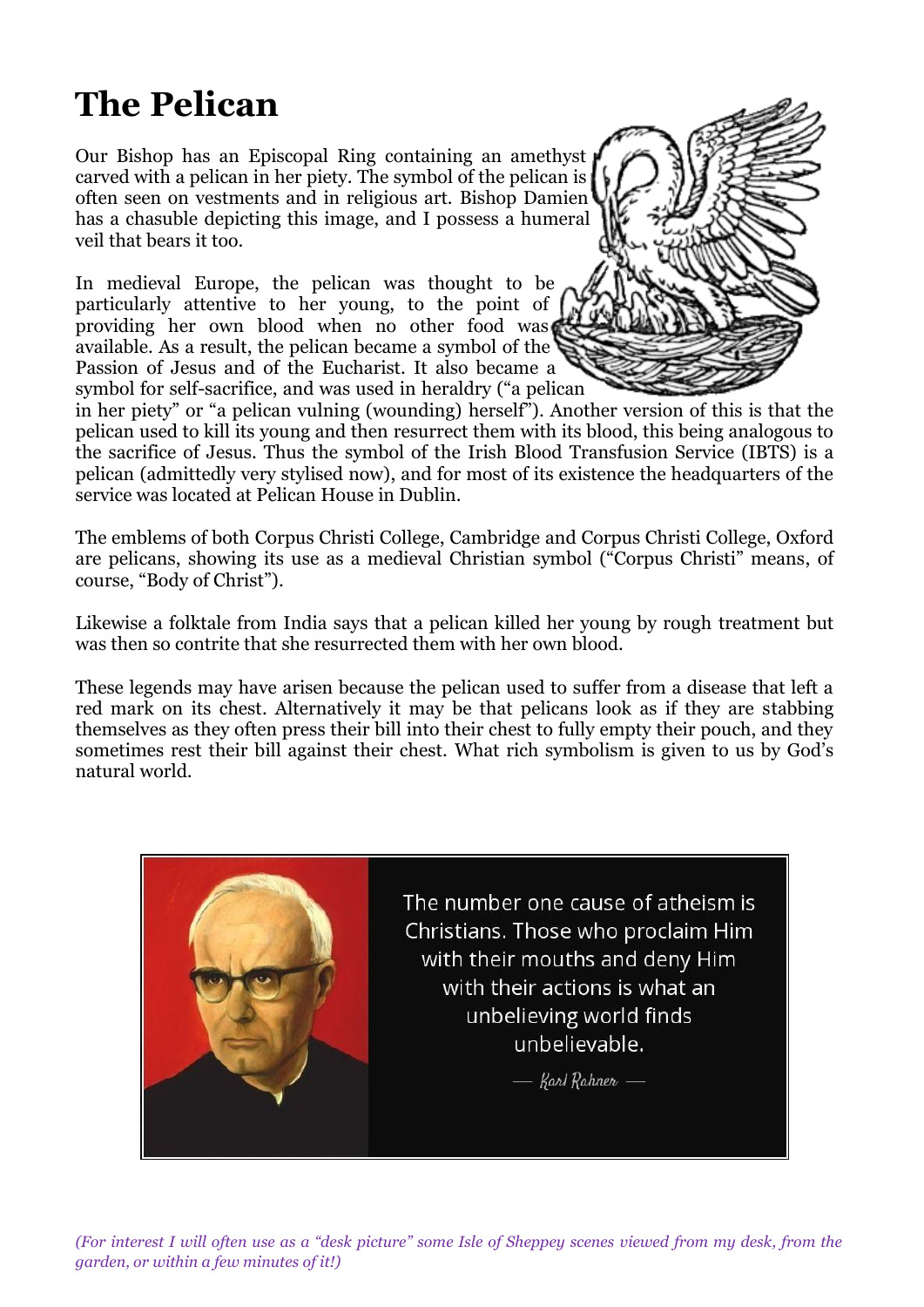# The Pelican

Our Bishop has an Episcopal Ring containing an amethyst carved with a pelican in her piety. The symbol of the pelican is often seen on vestments and in religious art. Bishop Damien has a chasuble depicting this image, and I possess a humeral veil that bears it too.

In medieval Europe, the pelican was thought to be particularly attentive to her young, to the point of providing her own blood when no other food was available. As a result, the pelican became a symbol of the Passion of Jesus and of the Eucharist. It also became a symbol for self-sacrifice, and was used in heraldry ("a pelican in her piety" or "a pelican vulning (wounding) herself"). Another version of this is that the pelican used to kill its young and then resurrect them with its blood, this being analogous to the sacrifice of Jesus. Thus the symbol of the Irish Blood Transfusion Service (IBTS) is a pelican (admittedly very stylised now), and for most of its existence the headquarters of the service was located at Pelican House in Dublin.

The emblems of both Corpus Christi College, Cambridge and Corpus Christi College, Oxford are pelicans, showing its use as a medieval Christian symbol ("Corpus Christi" means, of course, "Body of Christ").

Likewise a folktale from India says that a pelican killed her young by rough treatment but was then so contrite that she resurrected them with her own blood.

These legends may have arisen because the pelican used to suffer from a disease that left a red mark on its chest. Alternatively it may be that pelicans look as if they are stabbing themselves as they often press their bill into their chest to fully empty their pouch, and they sometimes rest their bill against their chest. What rich symbolism is given to us by God's natural world.

The number one cause of atheism is Christians. Those who proclaim Him with their mouths and deny Him with their actions is what an unbelieving world finds unbelievable.

— Karl Rahner —

*(For interest I will often use as a "desk picture" some Isle of Sheppey scenes viewed from my desk, from the garden, or within a few minutes of it!)*